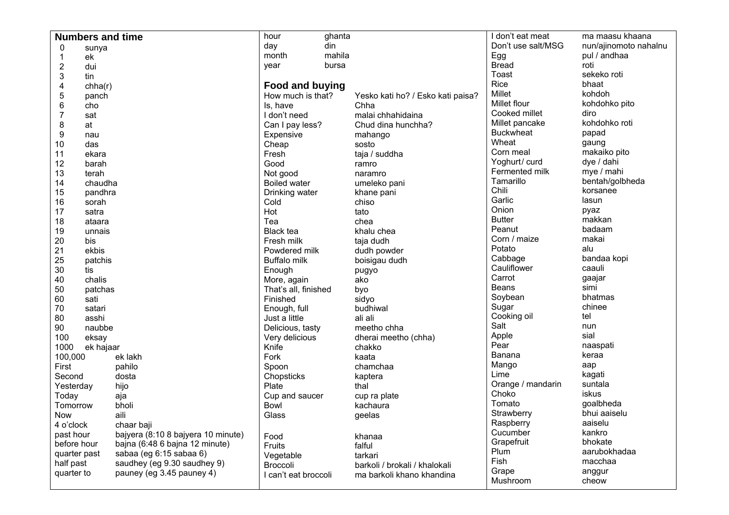## Numbers and time

| | |
|---|---|
| 0 | sunya |
| 1 | ek |
| 2 | dui |
| 3 | tin |
| 4 | chha(r) |
| 5 | panch |
| 6 | cho |
| 7 | sat |
| 8 | at |
| 9 | nau |
| 10 | das |
| 11 | ekara |
| 12 | barah |
| 13 | terah |
| 14 | chaudha |
| 15 | pandhra |
| 16 | sorah |
| 17 | satra |
| 18 | ataara |
| 19 | unnais |
| 20 | bis |
| 21 | ekbis |
| 25 | patchis |
| 30 | tis |
| 40 | chalis |
| 50 | patchas |
| 60 | sati |
| 70 | satari |
| 80 | asshi |
| 90 | naubbe |
| 100 | eksay |
| 1000 | ek hajaar |
| 100,000 | ek lakh |
| First | pahilo |
| Second | dosta |
| Yesterday | hijo |
| Today | aja |
| Tomorrow | bholi |
| Now | aili |
| 4 o'clock | chaar baji |
| past hour | bajyera (8:10 8 bajyera 10 minute) |
| before hour | bajna (6:48 6 bajna 12 minute) |
| quarter past | sabaa (eg 6:15 sabaa 6) |
| half past | saudhey (eg 9.30 saudhey 9) |
| quarter to | pauney (eg 3.45 pauney 4) |

| | |
|---|---|
| hour | ghanta |
| day | din |
| month | mahila |
| year | bursa |

## Food and buying

| | |
|---|---|
| How much is that? | Yesko kati ho? / Esko kati paisa? |
| Is, have | Chha |
| I don't need | malai chhahidaina |
| Can I pay less? | Chud dina hunchha? |
| Expensive | mahango |
| Cheap | sosto |
| Fresh | taja / suddha |
| Good | ramro |
| Not good | naramro |
| Boiled water | umeleko pani |
| Drinking water | khane pani |
| Cold | chiso |
| Hot | tato |
| Tea | chea |
| Black tea | khalu chea |
| Fresh milk | taja dudh |
| Powdered milk | dudh powder |
| Buffalo milk | boisigau dudh |
| Enough | pugyo |
| More, again | ako |
| That's all, finished | byo |
| Finished | sidyo |
| Enough, full | budhiwal |
| Just a little | ali ali |
| Delicious, tasty | meetho chha |
| Very delicious | dherai meetho (chha) |
| Knife | chakko |
| Fork | kaata |
| Spoon | chamchaa |
| Chopsticks | kaptera |
| Plate | thal |
| Cup and saucer | cup ra plate |
| Bowl | kachaura |
| Glass | geelas |
| Food | khanaa |
| Fruits | falful |
| Vegetable | tarkari |
| Broccoli | barkoli / brokali / khalokali |
| I can't eat broccoli | ma barkoli khano khandina |
| I don't eat meat | ma maasu khaana |
| Don't use salt/MSG | nun/ajinomoto nahalnu |
| Egg | pul / andhaa |
| Bread | roti |
| Toast | sekeko roti |
| Rice | bhaat |
| Millet | kohdoh |
| Millet flour | kohdohko pito |
| Cooked millet | diro |
| Millet pancake | kohdohko roti |
| Buckwheat | papad |
| Wheat | gaung |
| Corn meal | makaiko pito |
| Yoghurt/ curd | dye / dahi |
| Fermented milk | mye / mahi |
| Tamarillo | bentah/golbheda |
| Chili | korsanee |
| Garlic | lasun |
| Onion | pyaz |
| Butter | makkan |
| Peanut | badaam |
| Corn / maize | makai |
| Potato | alu |
| Cabbage | bandaa kopi |
| Cauliflower | caauli |
| Carrot | gaajar |
| Beans | simi |
| Soybean | bhatmas |
| Sugar | chinee |
| Cooking oil | tel |
| Salt | nun |
| Apple | sial |
| Pear | naaspati |
| Banana | keraa |
| Mango | aap |
| Lime | kagati |
| Orange / mandarin | suntala |
| Choko | iskus |
| Tomato | goalbheda |
| Strawberry | bhui aaiselu |
| Raspberry | aaiselu |
| Cucumber | kankro |
| Grapefruit | bhokate |
| Plum | aarubokhadaa |
| Fish | macchaa |
| Grape | anggur |
| Mushroom | cheow |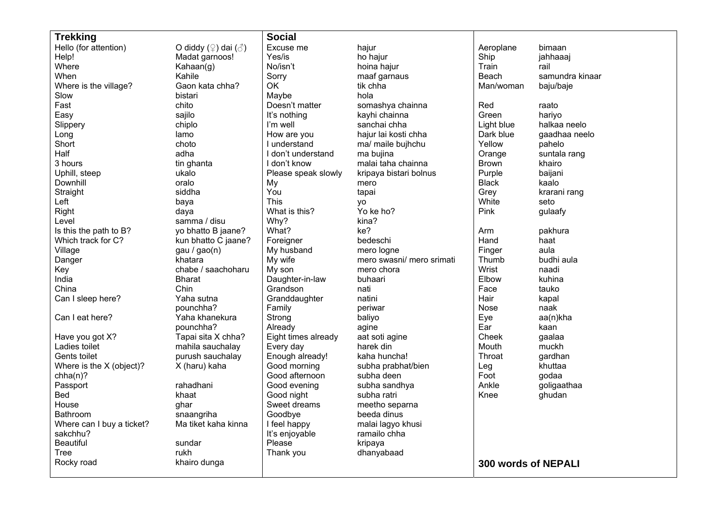## Trekking

| | |
|---|---|
| Hello (for attention) | O diddy (♀) dai (♂) |
| Help! | Madat garnoos! |
| Where | Kahaan(g) |
| When | Kahile |
| Where is the village? | Gaon kata chha? |
| Slow | bistari |
| Fast | chito |
| Easy | sajilo |
| Slippery | chiplo |
| Long | lamo |
| Short | choto |
| Half | adha |
| 3 hours | tin ghanta |
| Uphill, steep | ukalo |
| Downhill | oralo |
| Straight | siddha |
| Left | baya |
| Right | daya |
| Level | samma / disu |
| Is this the path to B? | yo bhatto B jaane? |
| Which track for C? | kun bhatto C jaane? |
| Village | gau / gao(n) |
| Danger | khatara |
| Key | chabe / saachoharu |
| India | Bharat |
| China | Chin |
| Can I sleep here? | Yaha sutna pounchha? |
| Can I eat here? | Yaha khanekura pounchha? |
| Have you got X? | Tapai sita X chha? |
| Ladies toilet | mahila sauchalay |
| Gents toilet | purush sauchalay |
| Where is the X (object)? | X (haru) kaha chha(n)? |
| Passport | rahadhani |
| Bed | khaat |
| House | ghar |
| Bathroom | snaangriha |
| Where can I buy a ticket? | Ma tiket kaha kinna sakchhu? |
| Beautiful | sundar |
| Tree | rukh |
| Rocky road | khairo dunga |

## Social

| | |
|---|---|
| Excuse me | hajur |
| Yes/is | ho hajur |
| No/isn't | hoina hajur |
| Sorry | maaf garnaus |
| OK | tik chha |
| Maybe | hola |
| Doesn't matter | somashya chainna |
| It's nothing | kayhi chainna |
| I'm well | sanchai chha |
| How are you | hajur lai kosti chha |
| I understand | ma/ maile bujhchu |
| I don't understand | ma bujina |
| I don't know | malai taha chainna |
| Please speak slowly | kripaya bistari bolnus |
| My | mero |
| You | tapai |
| This | yo |
| What is this? | Yo ke ho? |
| Why? | kina? |
| What? | ke? |
| Foreigner | bedeschi |
| My husband | mero logne |
| My wife | mero swasni/ mero srimati |
| My son | mero chora |
| Daughter-in-law | buhaari |
| Grandson | nati |
| Granddaughter | natini |
| Family | periwar |
| Strong | baliyo |
| Already | agine |
| Eight times already | aat soti agine |
| Every day | harek din |
| Enough already! | kaha huncha! |
| Good morning | subha prabhat/bien |
| Good afternoon | subha deen |
| Good evening | subha sandhya |
| Good night | subha ratri |
| Sweet dreams | meetho separna |
| Goodbye | beeda dinus |
| I feel happy | malai lagyo khusi |
| It's enjoyable | ramailo chha |
| Please | kripaya |
| Thank you | dhanyabaad |

| | |
|---|---|
| Aeroplane | bimaan |
| Ship | jahhaaaj |
| Train | rail |
| Beach | samundra kinaar |
| Man/woman | baju/baje |
| | |
| Red | raato |
| Green | hariyo |
| Light blue | halkaa neelo |
| Dark blue | gaadhaa neelo |
| Yellow | pahelo |
| Orange | suntala rang |
| Brown | khairo |
| Purple | baijani |
| Black | kaalo |
| Grey | krarani rang |
| White | seto |
| Pink | gulaafy |
| | |
| Arm | pakhura |
| Hand | haat |
| Finger | aula |
| Thumb | budhi aula |
| Wrist | naadi |
| Elbow | kuhina |
| Face | tauko |
| Hair | kapal |
| Nose | naak |
| Eye | aa(n)kha |
| Ear | kaan |
| Cheek | gaalaa |
| Mouth | muckh |
| Throat | gardhan |
| Leg | khuttaa |
| Foot | godaa |
| Ankle | goligaathaa |
| Knee | ghudan |

**300 words of NEPALI**